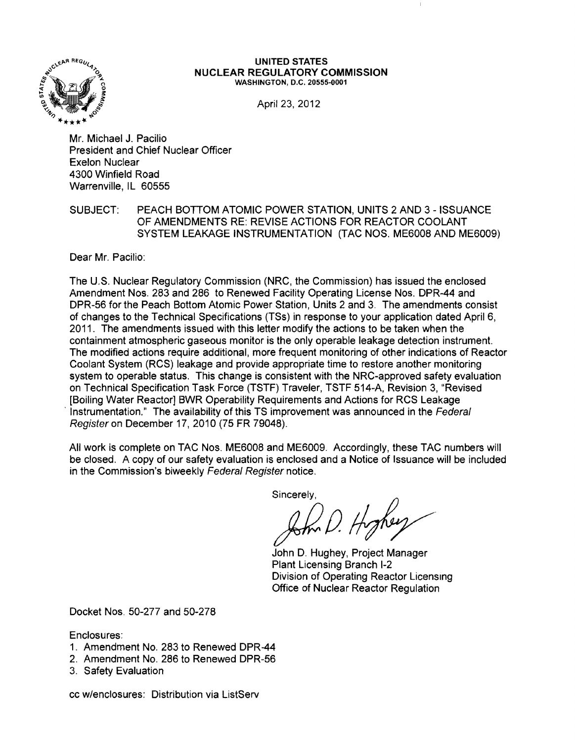**UNITED STATES**
**NUCLEAR REGULATORY COMMISSION**
**WASHINGTON, D.C. 20555-0001**

April 23, 2012

Mr. Michael J. Pacilio
President and Chief Nuclear Officer
Exelon Nuclear
4300 Winfield Road
Warrenville, IL 60555

SUBJECT: PEACH BOTTOM ATOMIC POWER STATION, UNITS 2 AND 3 - ISSUANCE OF AMENDMENTS RE: REVISE ACTIONS FOR REACTOR COOLANT SYSTEM LEAKAGE INSTRUMENTATION (TAC NOS. ME6008 AND ME6009)

Dear Mr. Pacilio:

The U.S. Nuclear Regulatory Commission (NRC, the Commission) has issued the enclosed Amendment Nos. 283 and 286 to Renewed Facility Operating License Nos. DPR-44 and DPR-56 for the Peach Bottom Atomic Power Station, Units 2 and 3. The amendments consist of changes to the Technical Specifications (TSs) in response to your application dated April 6, 2011. The amendments issued with this letter modify the actions to be taken when the containment atmospheric gaseous monitor is the only operable leakage detection instrument. The modified actions require additional, more frequent monitoring of other indications of Reactor Coolant System (RCS) leakage and provide appropriate time to restore another monitoring system to operable status. This change is consistent with the NRC-approved safety evaluation on Technical Specification Task Force (TSTF) Traveler, TSTF 514-A, Revision 3, "Revised [Boiling Water Reactor] BWR Operability Requirements and Actions for RCS Leakage Instrumentation." The availability of this TS improvement was announced in the *Federal Register* on December 17, 2010 (75 FR 79048).

All work is complete on TAC Nos. ME6008 and ME6009. Accordingly, these TAC numbers will be closed. A copy of our safety evaluation is enclosed and a Notice of Issuance will be included in the Commission's biweekly *Federal Register* notice.

Sincerely,

John D. Hughey, Project Manager
Plant Licensing Branch I-2
Division of Operating Reactor Licensing
Office of Nuclear Reactor Regulation

Docket Nos. 50-277 and 50-278

Enclosures:
1. Amendment No. 283 to Renewed DPR-44
2. Amendment No. 286 to Renewed DPR-56
3. Safety Evaluation

cc w/enclosures: Distribution via ListServ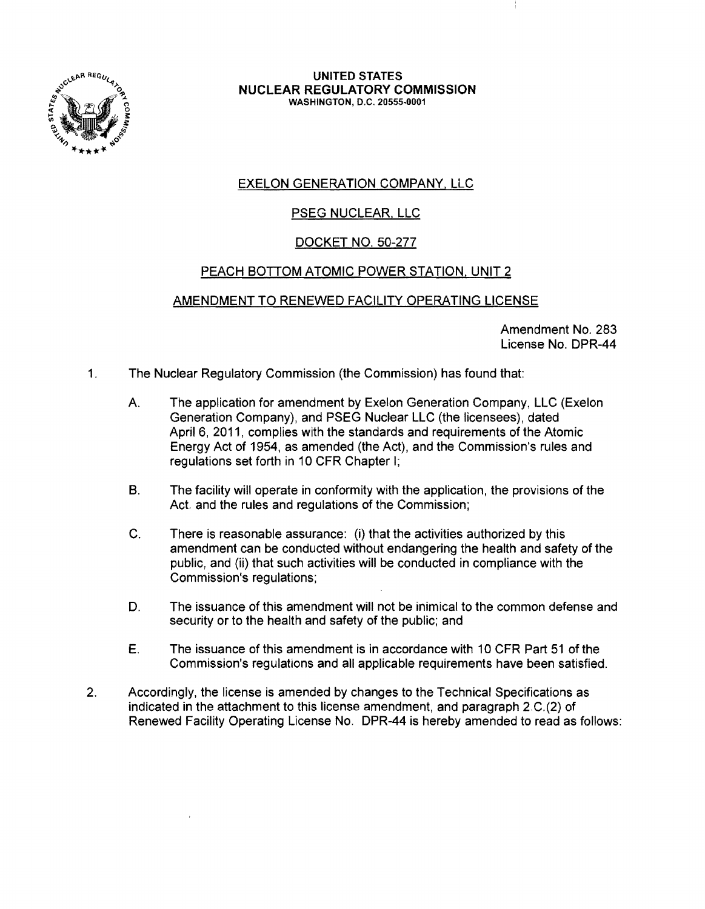**UNITED STATES**
**NUCLEAR REGULATORY COMMISSION**
WASHINGTON, D.C. 20555-0001

EXELON GENERATION COMPANY, LLC

PSEG NUCLEAR, LLC

DOCKET NO. 50-277

PEACH BOTTOM ATOMIC POWER STATION, UNIT 2

AMENDMENT TO RENEWED FACILITY OPERATING LICENSE

Amendment No. 283
License No. DPR-44

1. The Nuclear Regulatory Commission (the Commission) has found that:

   A. The application for amendment by Exelon Generation Company, LLC (Exelon Generation Company), and PSEG Nuclear LLC (the licensees), dated April 6, 2011, complies with the standards and requirements of the Atomic Energy Act of 1954, as amended (the Act), and the Commission's rules and regulations set forth in 10 CFR Chapter I;

   B. The facility will operate in conformity with the application, the provisions of the Act. and the rules and regulations of the Commission;

   C. There is reasonable assurance: (i) that the activities authorized by this amendment can be conducted without endangering the health and safety of the public, and (ii) that such activities will be conducted in compliance with the Commission's regulations;

   D. The issuance of this amendment will not be inimical to the common defense and security or to the health and safety of the public; and

   E. The issuance of this amendment is in accordance with 10 CFR Part 51 of the Commission's regulations and all applicable requirements have been satisfied.

2. Accordingly, the license is amended by changes to the Technical Specifications as indicated in the attachment to this license amendment, and paragraph 2.C.(2) of Renewed Facility Operating License No. DPR-44 is hereby amended to read as follows: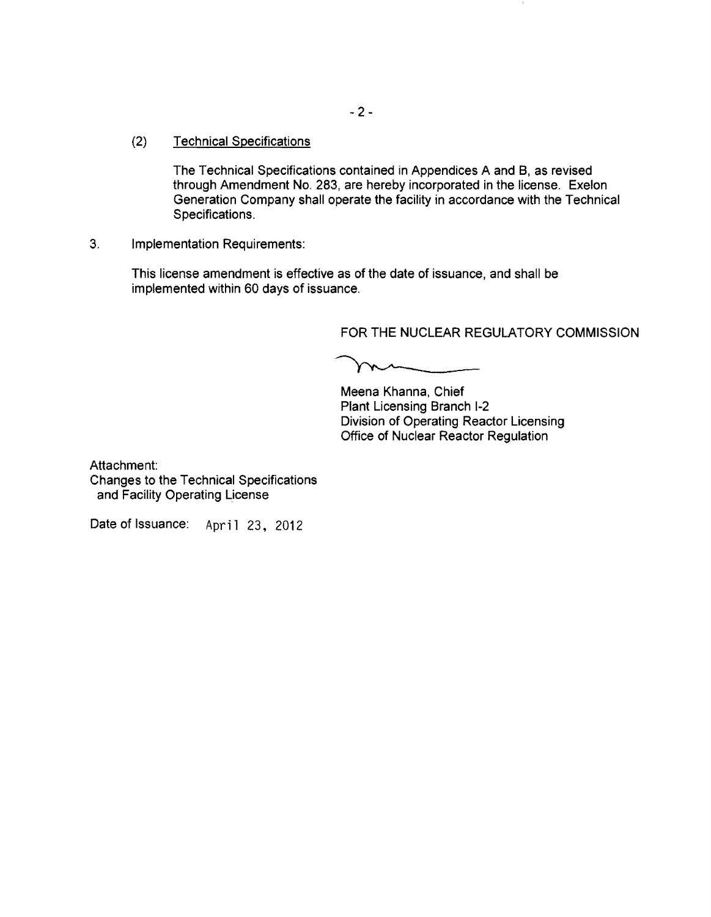(2) Technical Specifications

The Technical Specifications contained in Appendices A and B, as revised through Amendment No. 283, are hereby incorporated in the license. Exelon Generation Company shall operate the facility in accordance with the Technical Specifications.

3. Implementation Requirements:

This license amendment is effective as of the date of issuance, and shall be implemented within 60 days of issuance.

FOR THE NUCLEAR REGULATORY COMMISSION

Meena Khanna, Chief
Plant Licensing Branch I-2
Division of Operating Reactor Licensing
Office of Nuclear Reactor Regulation

Attachment:
Changes to the Technical Specifications and Facility Operating License

Date of Issuance: April 23, 2012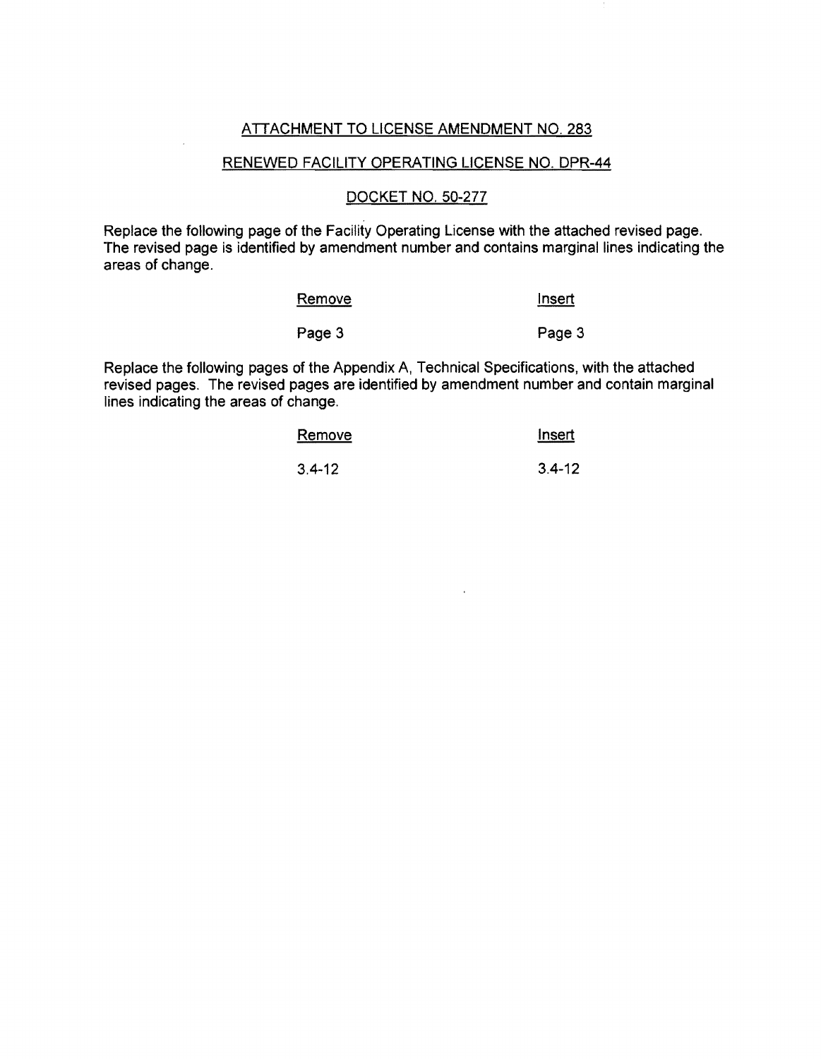ATTACHMENT TO LICENSE AMENDMENT NO. 283

RENEWED FACILITY OPERATING LICENSE NO. DPR-44

DOCKET NO. 50-277

Replace the following page of the Facility Operating License with the attached revised page. The revised page is identified by amendment number and contains marginal lines indicating the areas of change.

| Remove | Insert |
|---|---|
| Page 3 | Page 3 |

Replace the following pages of the Appendix A, Technical Specifications, with the attached revised pages. The revised pages are identified by amendment number and contain marginal lines indicating the areas of change.

| Remove | Insert |
|---|---|
| 3.4-12 | 3.4-12 |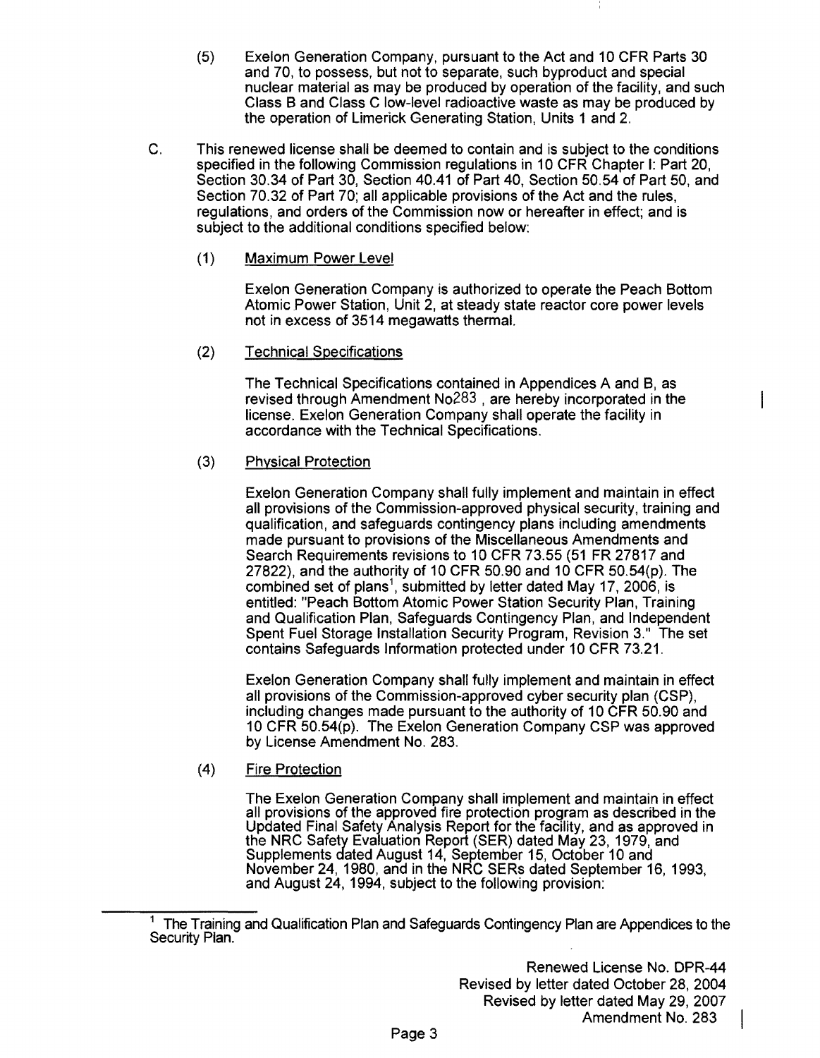(5) Exelon Generation Company, pursuant to the Act and 10 CFR Parts 30 and 70, to possess, but not to separate, such byproduct and special nuclear material as may be produced by operation of the facility, and such Class B and Class C low-level radioactive waste as may be produced by the operation of Limerick Generating Station, Units 1 and 2.

C. This renewed license shall be deemed to contain and is subject to the conditions specified in the following Commission regulations in 10 CFR Chapter I: Part 20, Section 30.34 of Part 30, Section 40.41 of Part 40, Section 50.54 of Part 50, and Section 70.32 of Part 70; all applicable provisions of the Act and the rules, regulations, and orders of the Commission now or hereafter in effect; and is subject to the additional conditions specified below:

(1) Maximum Power Level

Exelon Generation Company is authorized to operate the Peach Bottom Atomic Power Station, Unit 2, at steady state reactor core power levels not in excess of 3514 megawatts thermal.

(2) Technical Specifications

The Technical Specifications contained in Appendices A and B, as revised through Amendment No283 , are hereby incorporated in the license. Exelon Generation Company shall operate the facility in accordance with the Technical Specifications.

(3) Physical Protection

Exelon Generation Company shall fully implement and maintain in effect all provisions of the Commission-approved physical security, training and qualification, and safeguards contingency plans including amendments made pursuant to provisions of the Miscellaneous Amendments and Search Requirements revisions to 10 CFR 73.55 (51 FR 27817 and 27822), and the authority of 10 CFR 50.90 and 10 CFR 50.54(p). The combined set of plans[1], submitted by letter dated May 17, 2006, is entitled: "Peach Bottom Atomic Power Station Security Plan, Training and Qualification Plan, Safeguards Contingency Plan, and Independent Spent Fuel Storage Installation Security Program, Revision 3." The set contains Safeguards Information protected under 10 CFR 73.21.

Exelon Generation Company shall fully implement and maintain in effect all provisions of the Commission-approved cyber security plan (CSP), including changes made pursuant to the authority of 10 CFR 50.90 and 10 CFR 50.54(p). The Exelon Generation Company CSP was approved by License Amendment No. 283.

(4) Fire Protection

The Exelon Generation Company shall implement and maintain in effect all provisions of the approved fire protection program as described in the Updated Final Safety Analysis Report for the facility, and as approved in the NRC Safety Evaluation Report (SER) dated May 23, 1979, and Supplements dated August 14, September 15, October 10 and November 24, 1980, and in the NRC SERs dated September 16, 1993, and August 24, 1994, subject to the following provision:

---

[1] The Training and Qualification Plan and Safeguards Contingency Plan are Appendices to the Security Plan.

Renewed License No. DPR-44
Revised by letter dated October 28, 2004
Revised by letter dated May 29, 2007
Amendment No. 283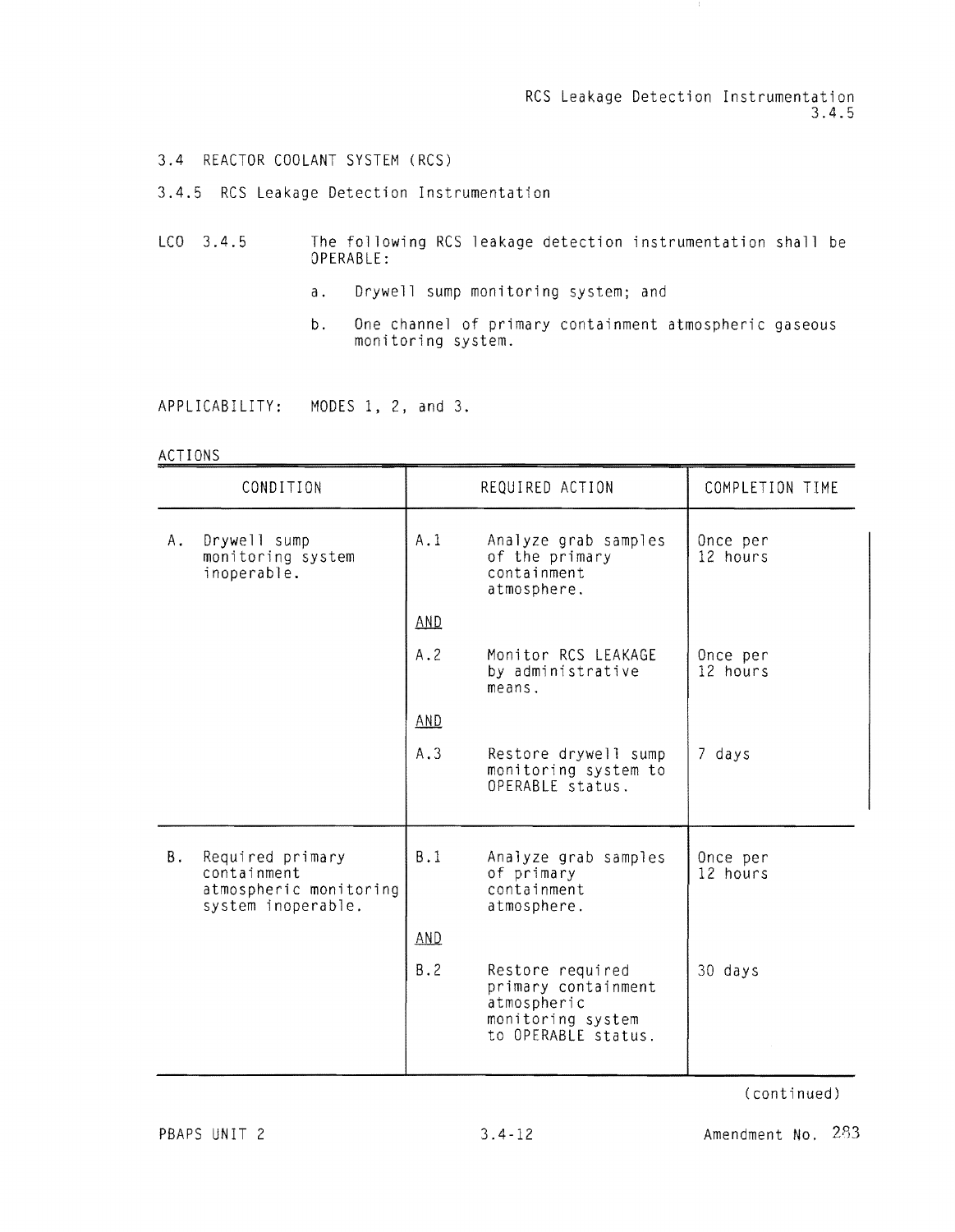## 3.4 REACTOR COOLANT SYSTEM (RCS)

### 3.4.5 RCS Leakage Detection Instrumentation

LCO 3.4.5 The following RCS leakage detection instrumentation shall be OPERABLE:

a. Drywell sump monitoring system; and

b. One channel of primary containment atmospheric gaseous monitoring system.

APPLICABILITY: MODES 1, 2, and 3.

ACTIONS

| CONDITION | REQUIRED ACTION | | COMPLETION TIME |
|---|---|---|---|
| A. Drywell sump monitoring system inoperable. | A.1 | Analyze grab samples of the primary containment atmosphere. | Once per 12 hours |
| | AND | | |
| | A.2 | Monitor RCS LEAKAGE by administrative means. | Once per 12 hours |
| | AND | | |
| | A.3 | Restore drywell sump monitoring system to OPERABLE status. | 7 days |
| B. Required primary containment atmospheric monitoring system inoperable. | B.1 | Analyze grab samples of primary containment atmosphere. | Once per 12 hours |
| | AND | | |
| | B.2 | Restore required primary containment atmospheric monitoring system to OPERABLE status. | 30 days |

(continued)

PBAPS UNIT 2 3.4-12 Amendment No. 283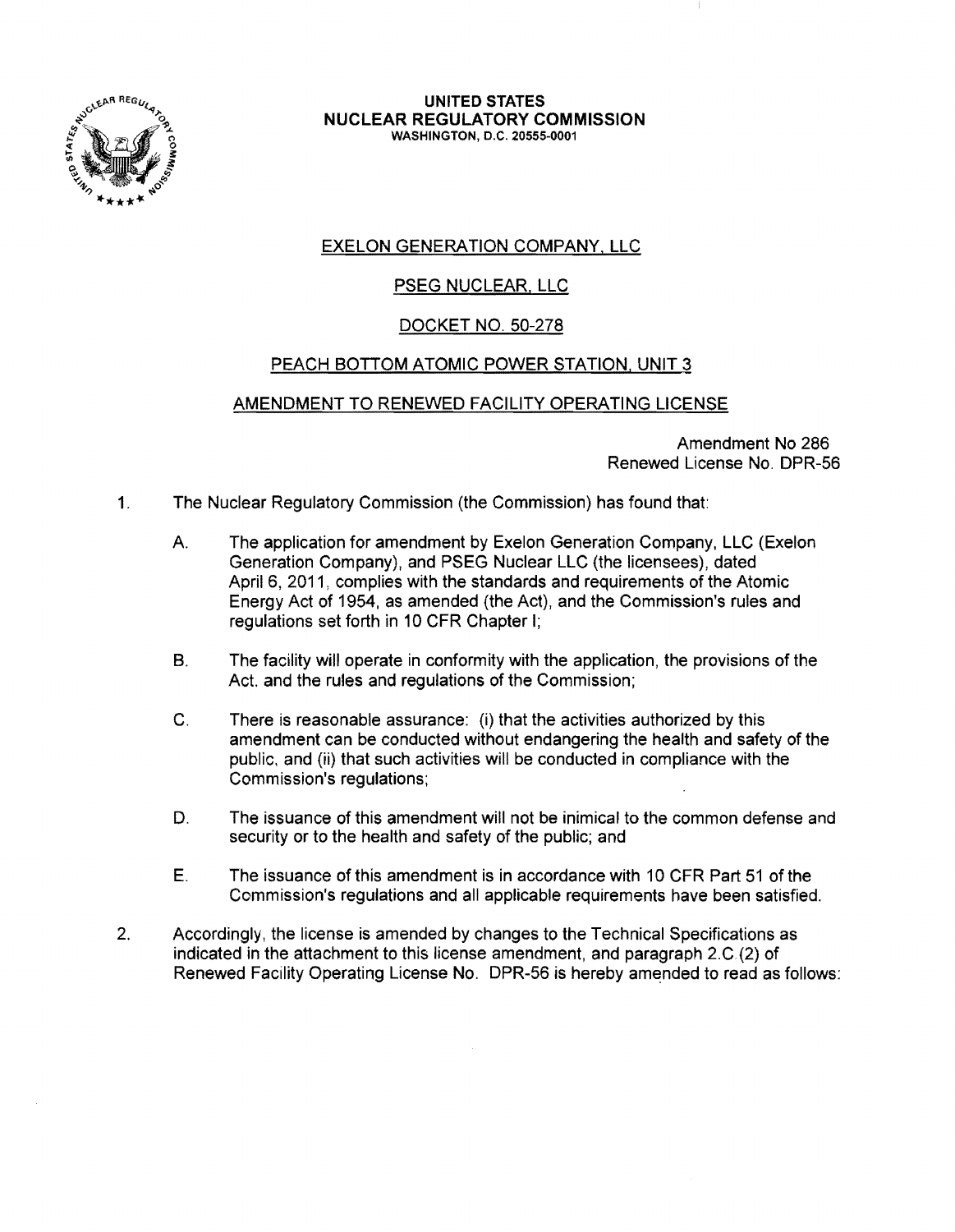**UNITED STATES**
**NUCLEAR REGULATORY COMMISSION**
WASHINGTON, D.C. 20555-0001

EXELON GENERATION COMPANY, LLC

PSEG NUCLEAR, LLC

DOCKET NO. 50-278

PEACH BOTTOM ATOMIC POWER STATION, UNIT 3

AMENDMENT TO RENEWED FACILITY OPERATING LICENSE

Amendment No 286
Renewed License No. DPR-56

1. The Nuclear Regulatory Commission (the Commission) has found that:

   A. The application for amendment by Exelon Generation Company, LLC (Exelon Generation Company), and PSEG Nuclear LLC (the licensees), dated April 6, 2011, complies with the standards and requirements of the Atomic Energy Act of 1954, as amended (the Act), and the Commission's rules and regulations set forth in 10 CFR Chapter I;

   B. The facility will operate in conformity with the application, the provisions of the Act, and the rules and regulations of the Commission;

   C. There is reasonable assurance: (i) that the activities authorized by this amendment can be conducted without endangering the health and safety of the public, and (ii) that such activities will be conducted in compliance with the Commission's regulations;

   D. The issuance of this amendment will not be inimical to the common defense and security or to the health and safety of the public; and

   E. The issuance of this amendment is in accordance with 10 CFR Part 51 of the Commission's regulations and all applicable requirements have been satisfied.

2. Accordingly, the license is amended by changes to the Technical Specifications as indicated in the attachment to this license amendment, and paragraph 2.C.(2) of Renewed Facility Operating License No. DPR-56 is hereby amended to read as follows: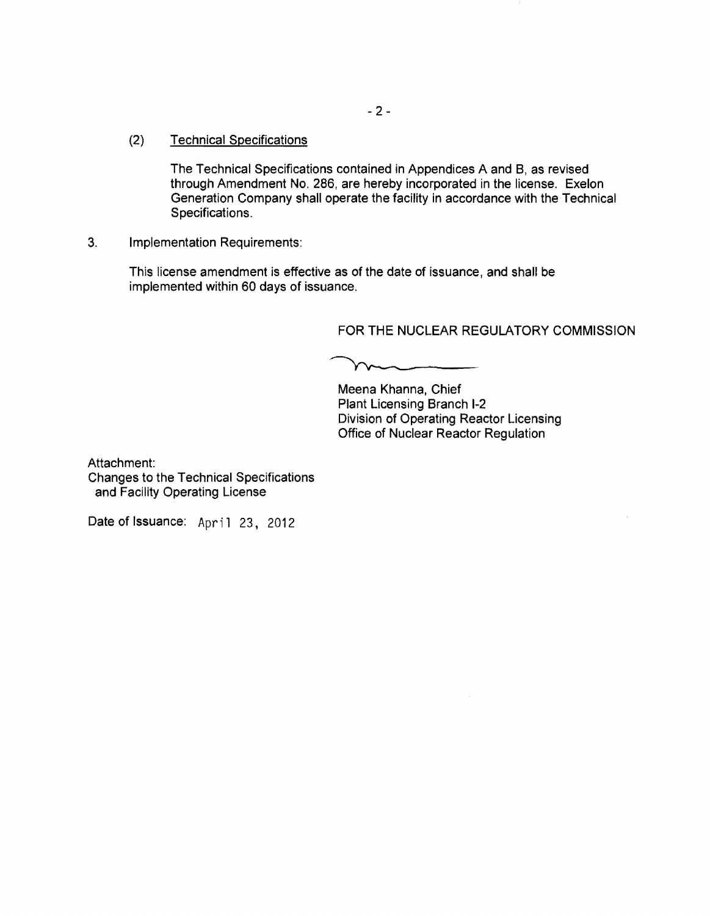(2) <u>Technical Specifications</u>

The Technical Specifications contained in Appendices A and B, as revised through Amendment No. 286, are hereby incorporated in the license. Exelon Generation Company shall operate the facility in accordance with the Technical Specifications.

3. Implementation Requirements:

This license amendment is effective as of the date of issuance, and shall be implemented within 60 days of issuance.

FOR THE NUCLEAR REGULATORY COMMISSION

Meena Khanna, Chief
Plant Licensing Branch I-2
Division of Operating Reactor Licensing
Office of Nuclear Reactor Regulation

Attachment:
Changes to the Technical Specifications and Facility Operating License

Date of Issuance: April 23, 2012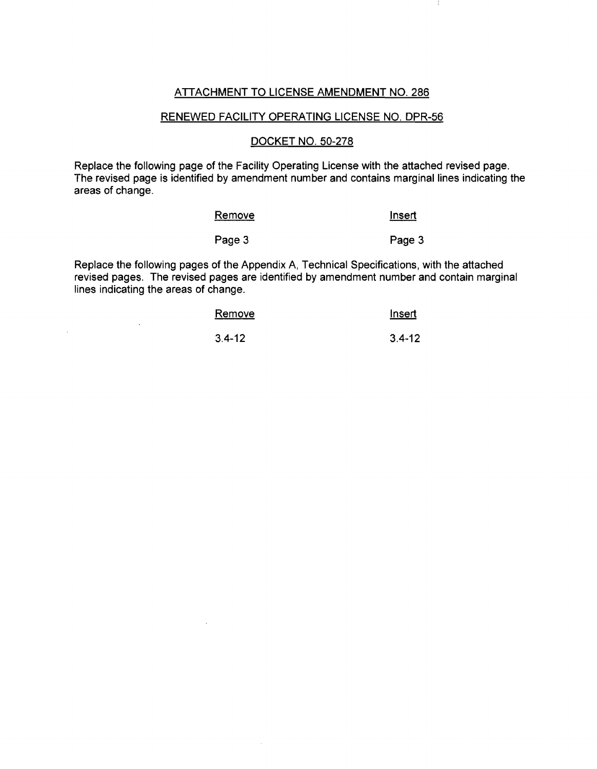## ATTACHMENT TO LICENSE AMENDMENT NO. 286

## RENEWED FACILITY OPERATING LICENSE NO. DPR-56

## DOCKET NO. 50-278

Replace the following page of the Facility Operating License with the attached revised page. The revised page is identified by amendment number and contains marginal lines indicating the areas of change.

| Remove | Insert |
|---|---|
| Page 3 | Page 3 |

Replace the following pages of the Appendix A, Technical Specifications, with the attached revised pages. The revised pages are identified by amendment number and contain marginal lines indicating the areas of change.

| Remove | Insert |
|---|---|
| 3.4-12 | 3.4-12 |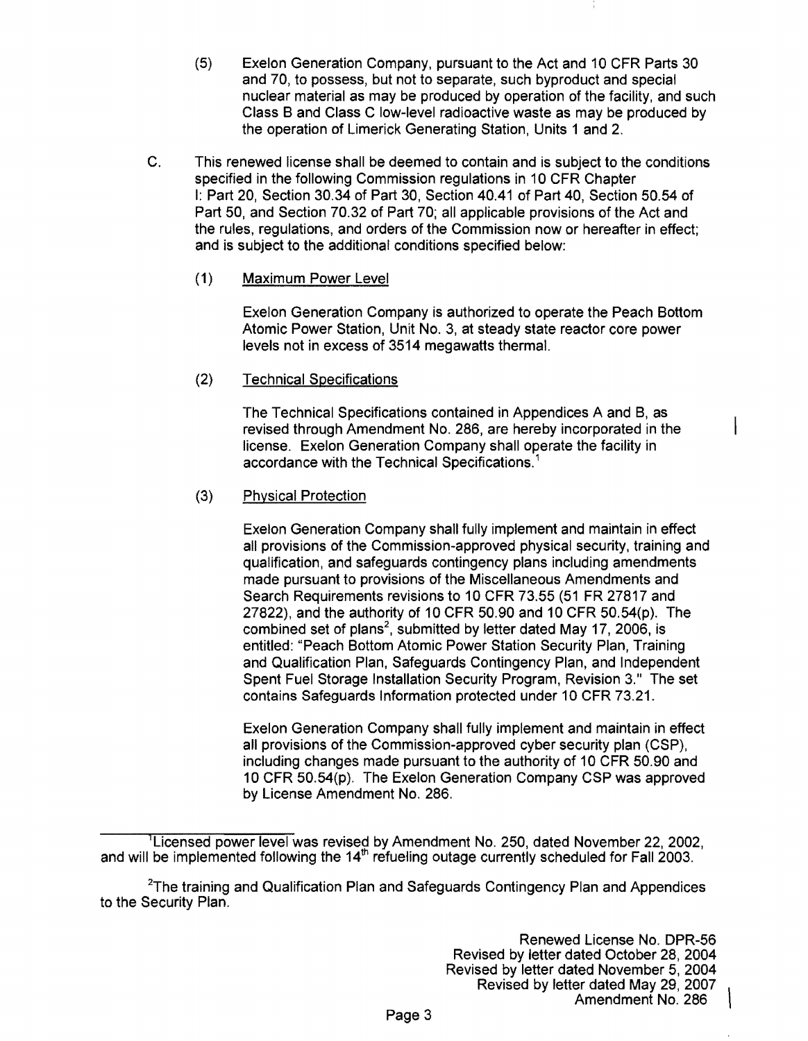(5) Exelon Generation Company, pursuant to the Act and 10 CFR Parts 30 and 70, to possess, but not to separate, such byproduct and special nuclear material as may be produced by operation of the facility, and such Class B and Class C low-level radioactive waste as may be produced by the operation of Limerick Generating Station, Units 1 and 2.

C. This renewed license shall be deemed to contain and is subject to the conditions specified in the following Commission regulations in 10 CFR Chapter I: Part 20, Section 30.34 of Part 30, Section 40.41 of Part 40, Section 50.54 of Part 50, and Section 70.32 of Part 70; all applicable provisions of the Act and the rules, regulations, and orders of the Commission now or hereafter in effect; and is subject to the additional conditions specified below:

(1) Maximum Power Level

Exelon Generation Company is authorized to operate the Peach Bottom Atomic Power Station, Unit No. 3, at steady state reactor core power levels not in excess of 3514 megawatts thermal.

(2) Technical Specifications

The Technical Specifications contained in Appendices A and B, as revised through Amendment No. 286, are hereby incorporated in the license. Exelon Generation Company shall operate the facility in accordance with the Technical Specifications.[1]

(3) Physical Protection

Exelon Generation Company shall fully implement and maintain in effect all provisions of the Commission-approved physical security, training and qualification, and safeguards contingency plans including amendments made pursuant to provisions of the Miscellaneous Amendments and Search Requirements revisions to 10 CFR 73.55 (51 FR 27817 and 27822), and the authority of 10 CFR 50.90 and 10 CFR 50.54(p). The combined set of plans[2], submitted by letter dated May 17, 2006, is entitled: "Peach Bottom Atomic Power Station Security Plan, Training and Qualification Plan, Safeguards Contingency Plan, and Independent Spent Fuel Storage Installation Security Program, Revision 3." The set contains Safeguards Information protected under 10 CFR 73.21.

Exelon Generation Company shall fully implement and maintain in effect all provisions of the Commission-approved cyber security plan (CSP), including changes made pursuant to the authority of 10 CFR 50.90 and 10 CFR 50.54(p). The Exelon Generation Company CSP was approved by License Amendment No. 286.

---

[1] Licensed power level was revised by Amendment No. 250, dated November 22, 2002, and will be implemented following the 14th refueling outage currently scheduled for Fall 2003.

[2] The training and Qualification Plan and Safeguards Contingency Plan and Appendices to the Security Plan.

Renewed License No. DPR-56
Revised by letter dated October 28, 2004
Revised by letter dated November 5, 2004
Revised by letter dated May 29, 2007
Amendment No. 286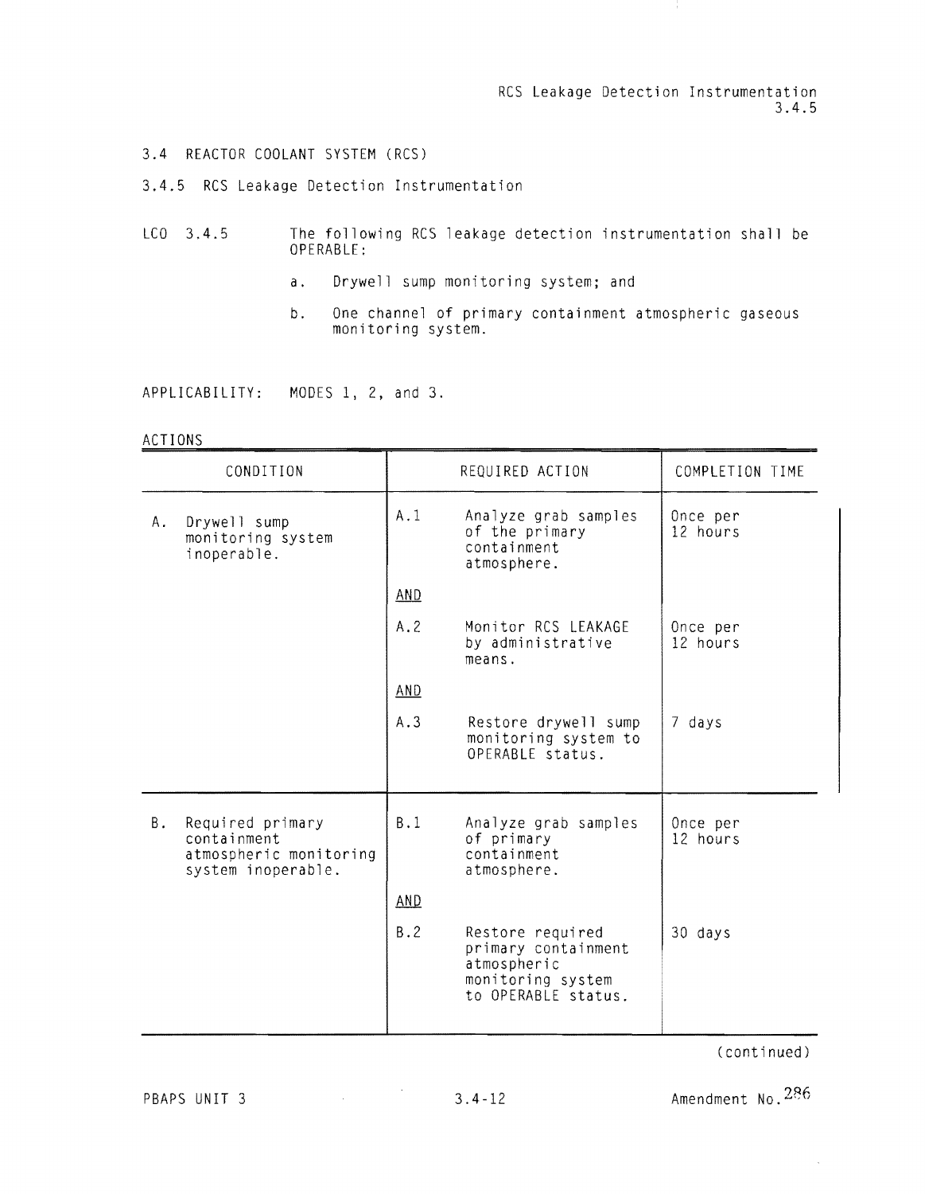## 3.4 REACTOR COOLANT SYSTEM (RCS)

### 3.4.5 RCS Leakage Detection Instrumentation

LCO 3.4.5 The following RCS leakage detection instrumentation shall be OPERABLE:

a. Drywell sump monitoring system; and

b. One channel of primary containment atmospheric gaseous monitoring system.

APPLICABILITY: MODES 1, 2, and 3.

ACTIONS

| CONDITION | REQUIRED ACTION | | COMPLETION TIME |
|---|---|---|---|
| A. Drywell sump monitoring system inoperable. | A.1 | Analyze grab samples of the primary containment atmosphere. | Once per 12 hours |
| | AND | | |
| | A.2 | Monitor RCS LEAKAGE by administrative means. | Once per 12 hours |
| | AND | | |
| | A.3 | Restore drywell sump monitoring system to OPERABLE status. | 7 days |
| B. Required primary containment atmospheric monitoring system inoperable. | B.1 | Analyze grab samples of primary containment atmosphere. | Once per 12 hours |
| | AND | | |
| | B.2 | Restore required primary containment atmospheric monitoring system to OPERABLE status. | 30 days |

(continued)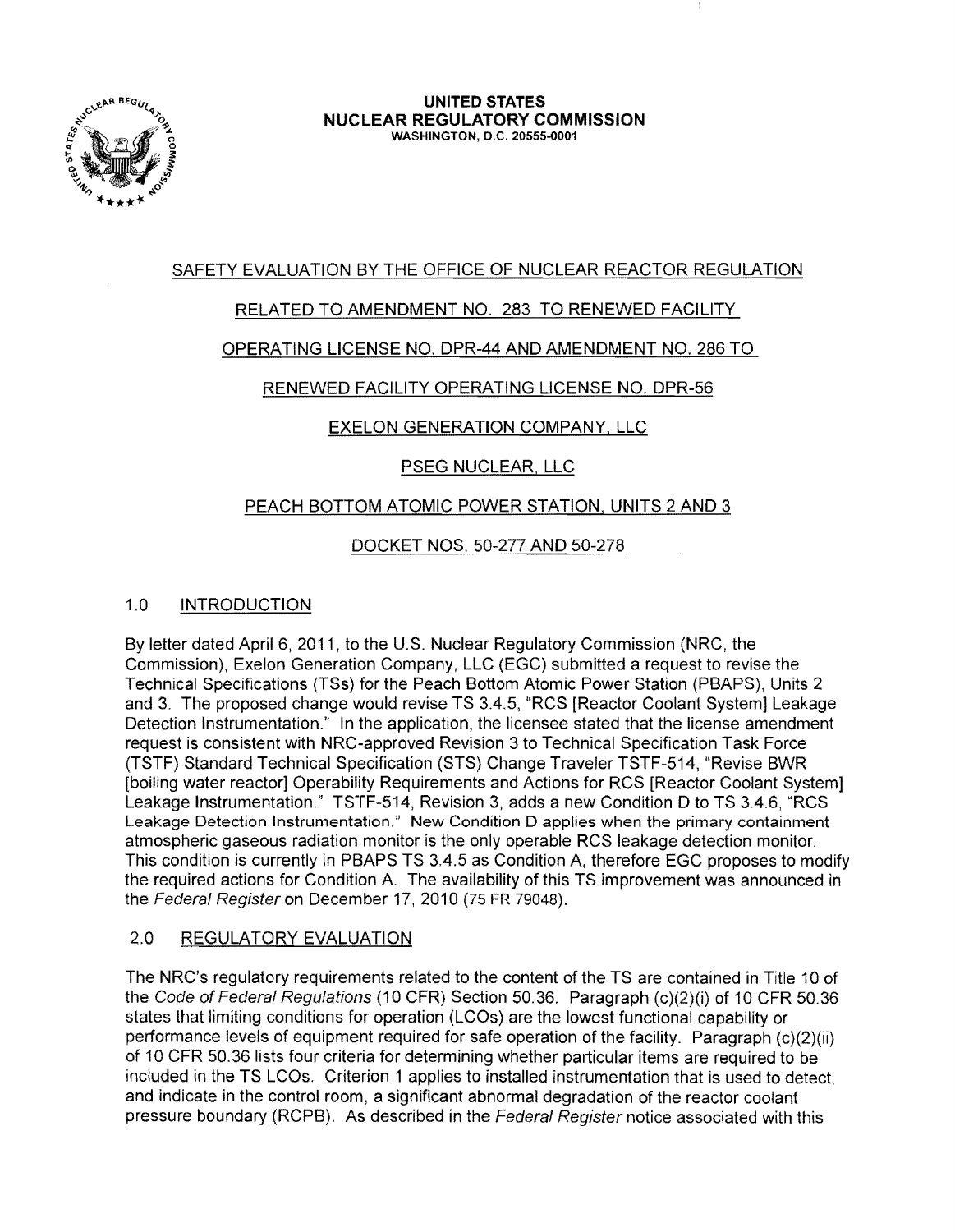**UNITED STATES**
**NUCLEAR REGULATORY COMMISSION**
WASHINGTON, D.C. 20555-0001

SAFETY EVALUATION BY THE OFFICE OF NUCLEAR REACTOR REGULATION

RELATED TO AMENDMENT NO. 283 TO RENEWED FACILITY

OPERATING LICENSE NO. DPR-44 AND AMENDMENT NO. 286 TO

RENEWED FACILITY OPERATING LICENSE NO. DPR-56

EXELON GENERATION COMPANY, LLC

PSEG NUCLEAR, LLC

PEACH BOTTOM ATOMIC POWER STATION, UNITS 2 AND 3

DOCKET NOS. 50-277 AND 50-278

## 1.0 INTRODUCTION

By letter dated April 6, 2011, to the U.S. Nuclear Regulatory Commission (NRC, the Commission), Exelon Generation Company, LLC (EGC) submitted a request to revise the Technical Specifications (TSs) for the Peach Bottom Atomic Power Station (PBAPS), Units 2 and 3. The proposed change would revise TS 3.4.5, "RCS [Reactor Coolant System] Leakage Detection Instrumentation." In the application, the licensee stated that the license amendment request is consistent with NRC-approved Revision 3 to Technical Specification Task Force (TSTF) Standard Technical Specification (STS) Change Traveler TSTF-514, "Revise BWR [boiling water reactor] Operability Requirements and Actions for RCS [Reactor Coolant System] Leakage Instrumentation." TSTF-514, Revision 3, adds a new Condition D to TS 3.4.6, "RCS Leakage Detection Instrumentation." New Condition D applies when the primary containment atmospheric gaseous radiation monitor is the only operable RCS leakage detection monitor. This condition is currently in PBAPS TS 3.4.5 as Condition A, therefore EGC proposes to modify the required actions for Condition A. The availability of this TS improvement was announced in the *Federal Register* on December 17, 2010 (75 FR 79048).

## 2.0 REGULATORY EVALUATION

The NRC's regulatory requirements related to the content of the TS are contained in Title 10 of the *Code of Federal Regulations* (10 CFR) Section 50.36. Paragraph (c)(2)(i) of 10 CFR 50.36 states that limiting conditions for operation (LCOs) are the lowest functional capability or performance levels of equipment required for safe operation of the facility. Paragraph (c)(2)(ii) of 10 CFR 50.36 lists four criteria for determining whether particular items are required to be included in the TS LCOs. Criterion 1 applies to installed instrumentation that is used to detect, and indicate in the control room, a significant abnormal degradation of the reactor coolant pressure boundary (RCPB). As described in the *Federal Register* notice associated with this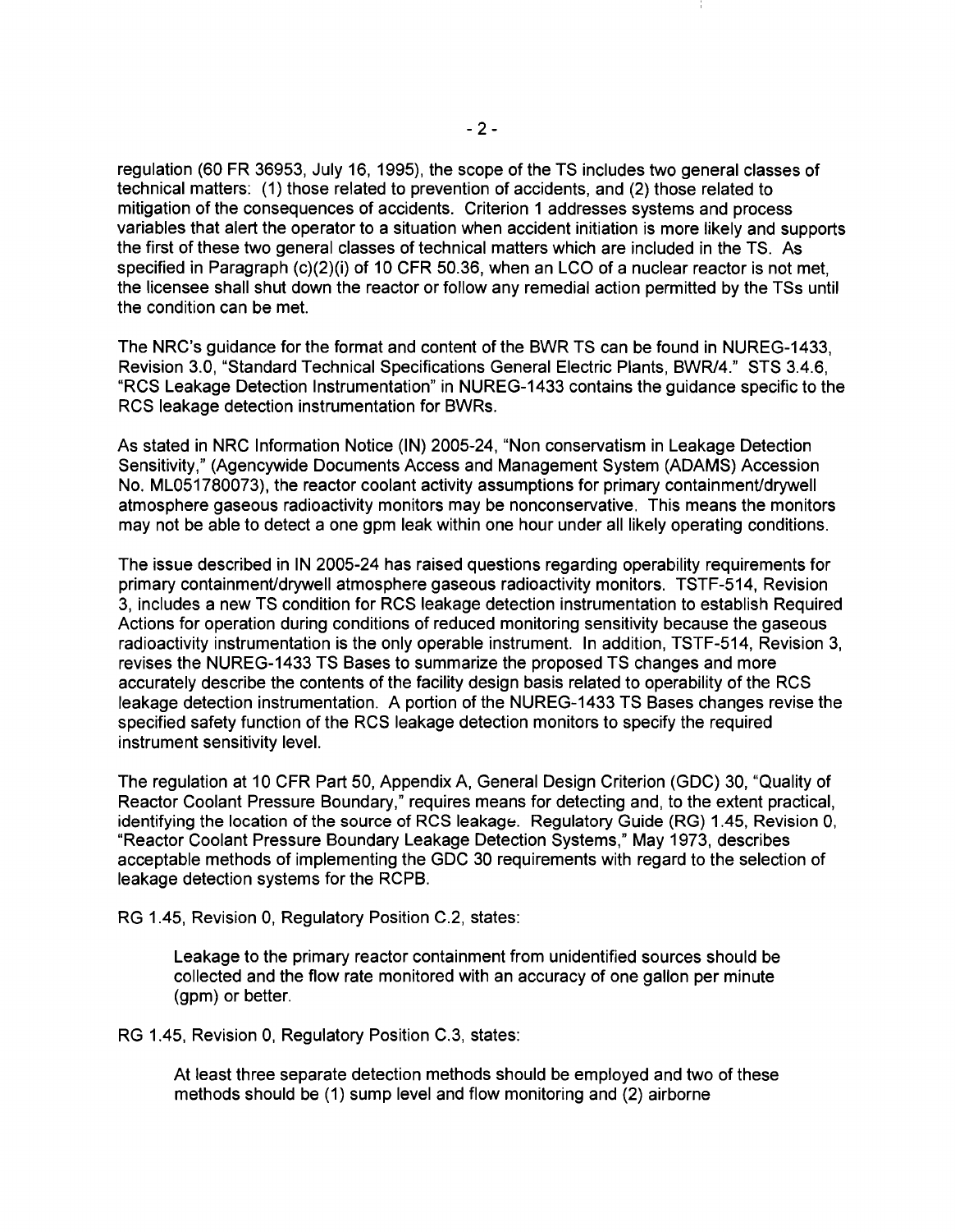regulation (60 FR 36953, July 16, 1995), the scope of the TS includes two general classes of technical matters: (1) those related to prevention of accidents, and (2) those related to mitigation of the consequences of accidents. Criterion 1 addresses systems and process variables that alert the operator to a situation when accident initiation is more likely and supports the first of these two general classes of technical matters which are included in the TS. As specified in Paragraph (c)(2)(i) of 10 CFR 50.36, when an LCO of a nuclear reactor is not met, the licensee shall shut down the reactor or follow any remedial action permitted by the TSs until the condition can be met.

The NRC's guidance for the format and content of the BWR TS can be found in NUREG-1433, Revision 3.0, "Standard Technical Specifications General Electric Plants, BWR/4." STS 3.4.6, "RCS Leakage Detection Instrumentation" in NUREG-1433 contains the guidance specific to the RCS leakage detection instrumentation for BWRs.

As stated in NRC Information Notice (IN) 2005-24, "Non conservatism in Leakage Detection Sensitivity," (Agencywide Documents Access and Management System (ADAMS) Accession No. ML051780073), the reactor coolant activity assumptions for primary containment/drywell atmosphere gaseous radioactivity monitors may be nonconservative. This means the monitors may not be able to detect a one gpm leak within one hour under all likely operating conditions.

The issue described in IN 2005-24 has raised questions regarding operability requirements for primary containment/drywell atmosphere gaseous radioactivity monitors. TSTF-514, Revision 3, includes a new TS condition for RCS leakage detection instrumentation to establish Required Actions for operation during conditions of reduced monitoring sensitivity because the gaseous radioactivity instrumentation is the only operable instrument. In addition, TSTF-514, Revision 3, revises the NUREG-1433 TS Bases to summarize the proposed TS changes and more accurately describe the contents of the facility design basis related to operability of the RCS leakage detection instrumentation. A portion of the NUREG-1433 TS Bases changes revise the specified safety function of the RCS leakage detection monitors to specify the required instrument sensitivity level.

The regulation at 10 CFR Part 50, Appendix A, General Design Criterion (GDC) 30, "Quality of Reactor Coolant Pressure Boundary," requires means for detecting and, to the extent practical, identifying the location of the source of RCS leakage. Regulatory Guide (RG) 1.45, Revision 0, "Reactor Coolant Pressure Boundary Leakage Detection Systems," May 1973, describes acceptable methods of implementing the GDC 30 requirements with regard to the selection of leakage detection systems for the RCPB.

RG 1.45, Revision 0, Regulatory Position C.2, states:

> Leakage to the primary reactor containment from unidentified sources should be collected and the flow rate monitored with an accuracy of one gallon per minute (gpm) or better.

RG 1.45, Revision 0, Regulatory Position C.3, states:

> At least three separate detection methods should be employed and two of these methods should be (1) sump level and flow monitoring and (2) airborne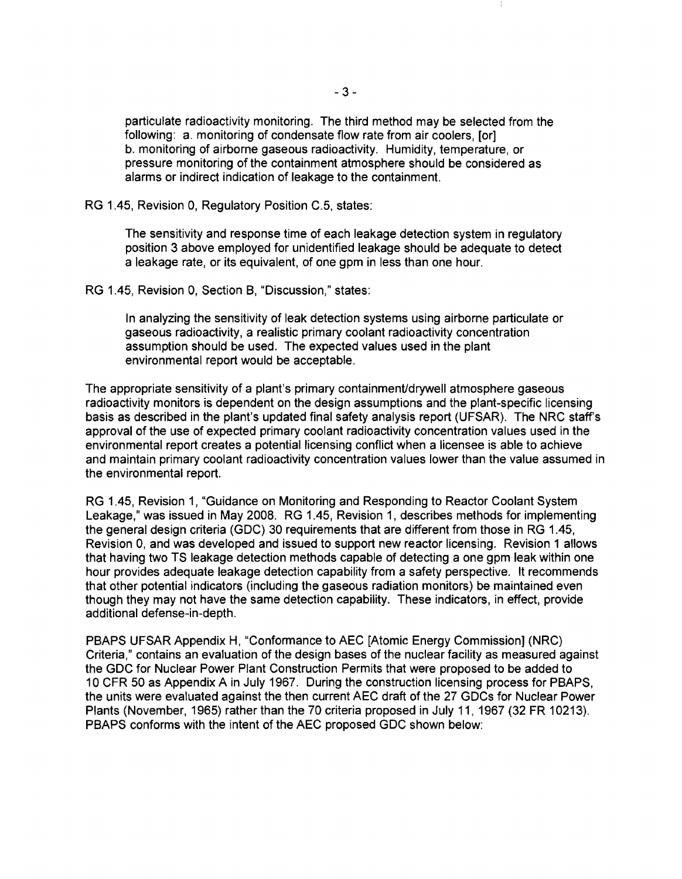> particulate radioactivity monitoring. The third method may be selected from the following: a. monitoring of condensate flow rate from air coolers, [or] b. monitoring of airborne gaseous radioactivity. Humidity, temperature, or pressure monitoring of the containment atmosphere should be considered as alarms or indirect indication of leakage to the containment.

RG 1.45, Revision 0, Regulatory Position C.5, states:

> The sensitivity and response time of each leakage detection system in regulatory position 3 above employed for unidentified leakage should be adequate to detect a leakage rate, or its equivalent, of one gpm in less than one hour.

RG 1.45, Revision 0, Section B, "Discussion," states:

> In analyzing the sensitivity of leak detection systems using airborne particulate or gaseous radioactivity, a realistic primary coolant radioactivity concentration assumption should be used. The expected values used in the plant environmental report would be acceptable.

The appropriate sensitivity of a plant's primary containment/drywell atmosphere gaseous radioactivity monitors is dependent on the design assumptions and the plant-specific licensing basis as described in the plant's updated final safety analysis report (UFSAR). The NRC staff's approval of the use of expected primary coolant radioactivity concentration values used in the environmental report creates a potential licensing conflict when a licensee is able to achieve and maintain primary coolant radioactivity concentration values lower than the value assumed in the environmental report.

RG 1.45, Revision 1, "Guidance on Monitoring and Responding to Reactor Coolant System Leakage," was issued in May 2008. RG 1.45, Revision 1, describes methods for implementing the general design criteria (GDC) 30 requirements that are different from those in RG 1.45, Revision 0, and was developed and issued to support new reactor licensing. Revision 1 allows that having two TS leakage detection methods capable of detecting a one gpm leak within one hour provides adequate leakage detection capability from a safety perspective. It recommends that other potential indicators (including the gaseous radiation monitors) be maintained even though they may not have the same detection capability. These indicators, in effect, provide additional defense-in-depth.

PBAPS UFSAR Appendix H, "Conformance to AEC [Atomic Energy Commission] (NRC) Criteria," contains an evaluation of the design bases of the nuclear facility as measured against the GDC for Nuclear Power Plant Construction Permits that were proposed to be added to 10 CFR 50 as Appendix A in July 1967. During the construction licensing process for PBAPS, the units were evaluated against the then current AEC draft of the 27 GDCs for Nuclear Power Plants (November, 1965) rather than the 70 criteria proposed in July 11, 1967 (32 FR 10213). PBAPS conforms with the intent of the AEC proposed GDC shown below: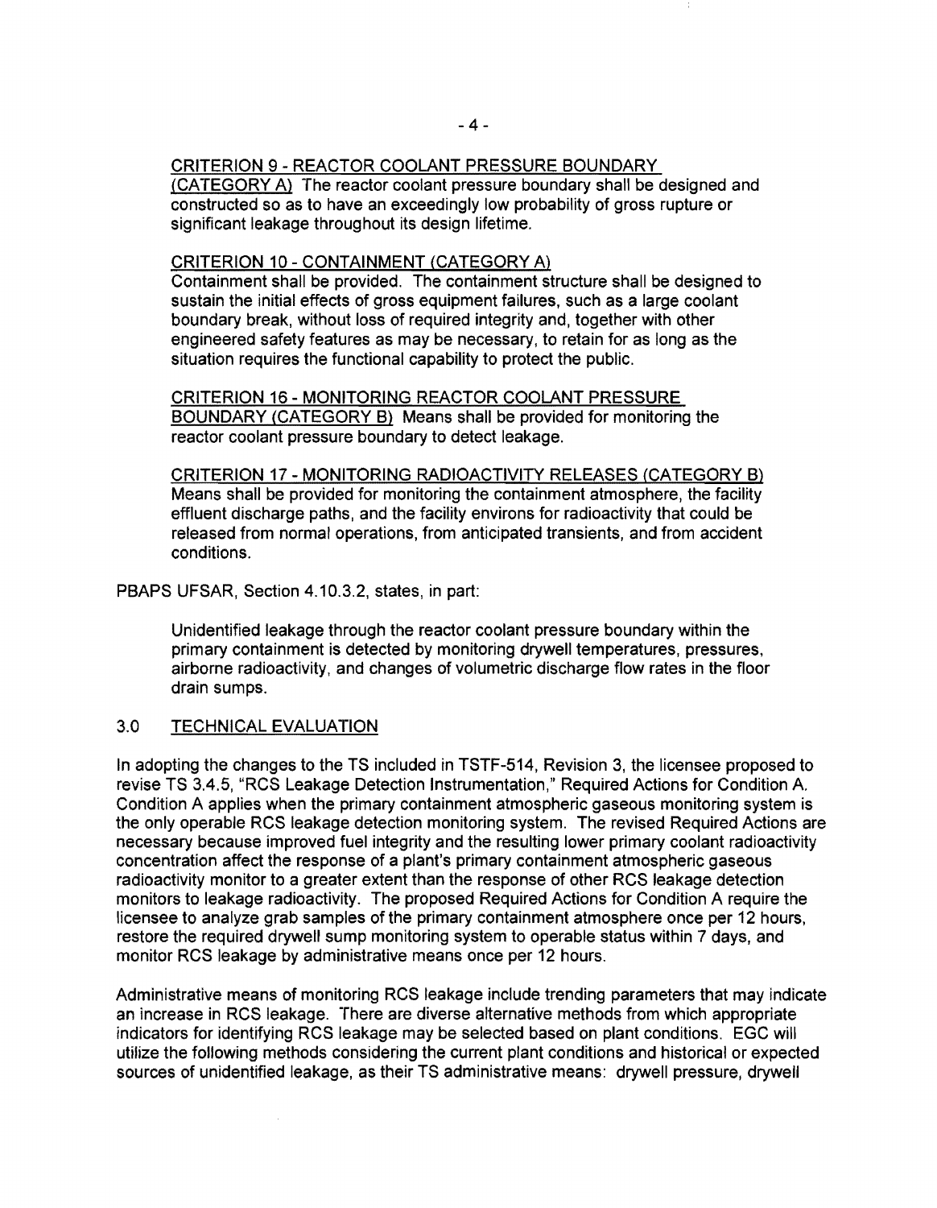CRITERION 9 - REACTOR COOLANT PRESSURE BOUNDARY (CATEGORY A) The reactor coolant pressure boundary shall be designed and constructed so as to have an exceedingly low probability of gross rupture or significant leakage throughout its design lifetime.

CRITERION 10 - CONTAINMENT (CATEGORY A)
Containment shall be provided. The containment structure shall be designed to sustain the initial effects of gross equipment failures, such as a large coolant boundary break, without loss of required integrity and, together with other engineered safety features as may be necessary, to retain for as long as the situation requires the functional capability to protect the public.

CRITERION 16 - MONITORING REACTOR COOLANT PRESSURE BOUNDARY (CATEGORY B) Means shall be provided for monitoring the reactor coolant pressure boundary to detect leakage.

CRITERION 17 - MONITORING RADIOACTIVITY RELEASES (CATEGORY B) Means shall be provided for monitoring the containment atmosphere, the facility effluent discharge paths, and the facility environs for radioactivity that could be released from normal operations, from anticipated transients, and from accident conditions.

PBAPS UFSAR, Section 4.10.3.2, states, in part:

> Unidentified leakage through the reactor coolant pressure boundary within the primary containment is detected by monitoring drywell temperatures, pressures, airborne radioactivity, and changes of volumetric discharge flow rates in the floor drain sumps.

## 3.0 TECHNICAL EVALUATION

In adopting the changes to the TS included in TSTF-514, Revision 3, the licensee proposed to revise TS 3.4.5, "RCS Leakage Detection Instrumentation," Required Actions for Condition A. Condition A applies when the primary containment atmospheric gaseous monitoring system is the only operable RCS leakage detection monitoring system. The revised Required Actions are necessary because improved fuel integrity and the resulting lower primary coolant radioactivity concentration affect the response of a plant's primary containment atmospheric gaseous radioactivity monitor to a greater extent than the response of other RCS leakage detection monitors to leakage radioactivity. The proposed Required Actions for Condition A require the licensee to analyze grab samples of the primary containment atmosphere once per 12 hours, restore the required drywell sump monitoring system to operable status within 7 days, and monitor RCS leakage by administrative means once per 12 hours.

Administrative means of monitoring RCS leakage include trending parameters that may indicate an increase in RCS leakage. There are diverse alternative methods from which appropriate indicators for identifying RCS leakage may be selected based on plant conditions. EGC will utilize the following methods considering the current plant conditions and historical or expected sources of unidentified leakage, as their TS administrative means: drywell pressure, drywell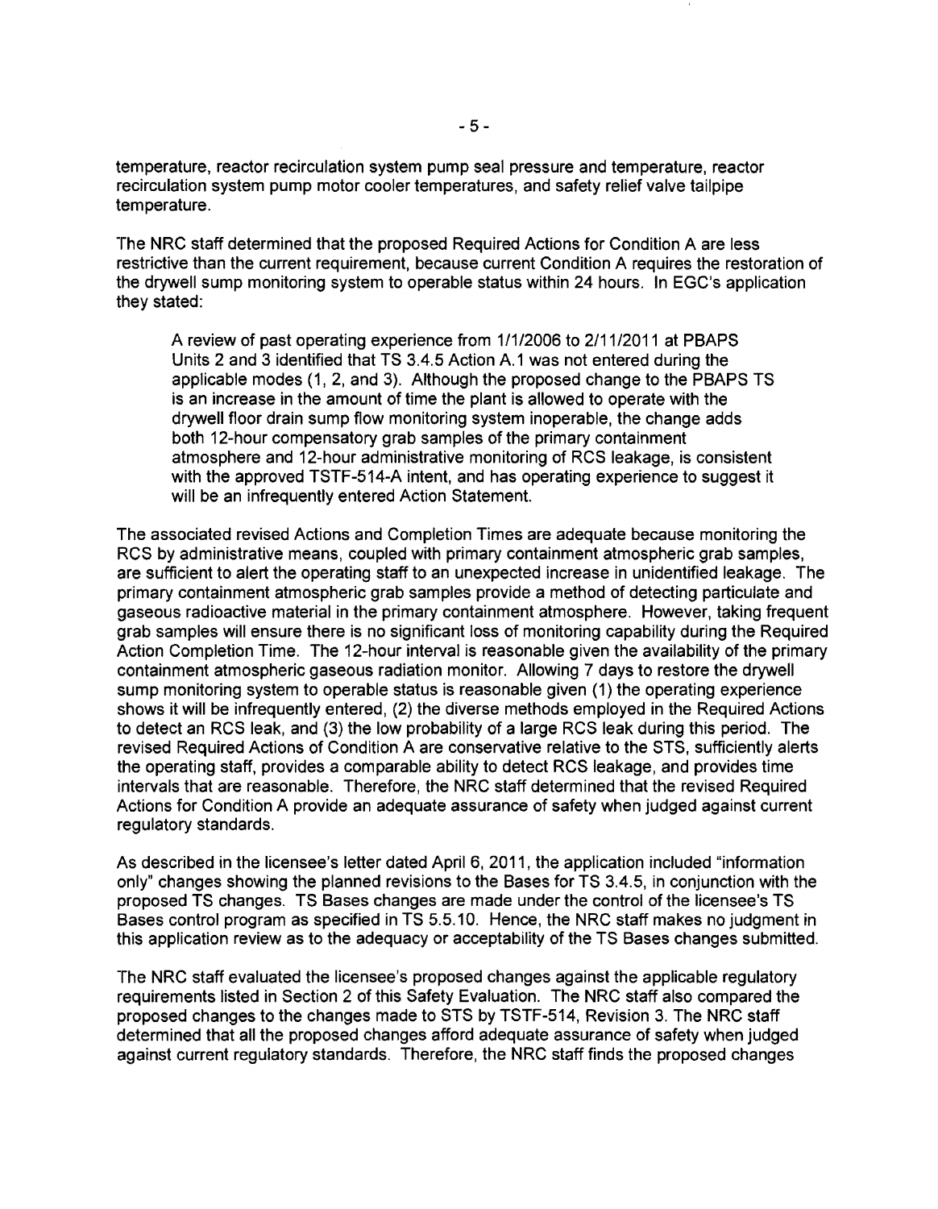temperature, reactor recirculation system pump seal pressure and temperature, reactor recirculation system pump motor cooler temperatures, and safety relief valve tailpipe temperature.

The NRC staff determined that the proposed Required Actions for Condition A are less restrictive than the current requirement, because current Condition A requires the restoration of the drywell sump monitoring system to operable status within 24 hours. In EGC's application they stated:

> A review of past operating experience from 1/1/2006 to 2/11/2011 at PBAPS Units 2 and 3 identified that TS 3.4.5 Action A.1 was not entered during the applicable modes (1, 2, and 3). Although the proposed change to the PBAPS TS is an increase in the amount of time the plant is allowed to operate with the drywell floor drain sump flow monitoring system inoperable, the change adds both 12-hour compensatory grab samples of the primary containment atmosphere and 12-hour administrative monitoring of RCS leakage, is consistent with the approved TSTF-514-A intent, and has operating experience to suggest it will be an infrequently entered Action Statement.

The associated revised Actions and Completion Times are adequate because monitoring the RCS by administrative means, coupled with primary containment atmospheric grab samples, are sufficient to alert the operating staff to an unexpected increase in unidentified leakage. The primary containment atmospheric grab samples provide a method of detecting particulate and gaseous radioactive material in the primary containment atmosphere. However, taking frequent grab samples will ensure there is no significant loss of monitoring capability during the Required Action Completion Time. The 12-hour interval is reasonable given the availability of the primary containment atmospheric gaseous radiation monitor. Allowing 7 days to restore the drywell sump monitoring system to operable status is reasonable given (1) the operating experience shows it will be infrequently entered, (2) the diverse methods employed in the Required Actions to detect an RCS leak, and (3) the low probability of a large RCS leak during this period. The revised Required Actions of Condition A are conservative relative to the STS, sufficiently alerts the operating staff, provides a comparable ability to detect RCS leakage, and provides time intervals that are reasonable. Therefore, the NRC staff determined that the revised Required Actions for Condition A provide an adequate assurance of safety when judged against current regulatory standards.

As described in the licensee's letter dated April 6, 2011, the application included "information only" changes showing the planned revisions to the Bases for TS 3.4.5, in conjunction with the proposed TS changes. TS Bases changes are made under the control of the licensee's TS Bases control program as specified in TS 5.5.10. Hence, the NRC staff makes no judgment in this application review as to the adequacy or acceptability of the TS Bases changes submitted.

The NRC staff evaluated the licensee's proposed changes against the applicable regulatory requirements listed in Section 2 of this Safety Evaluation. The NRC staff also compared the proposed changes to the changes made to STS by TSTF-514, Revision 3. The NRC staff determined that all the proposed changes afford adequate assurance of safety when judged against current regulatory standards. Therefore, the NRC staff finds the proposed changes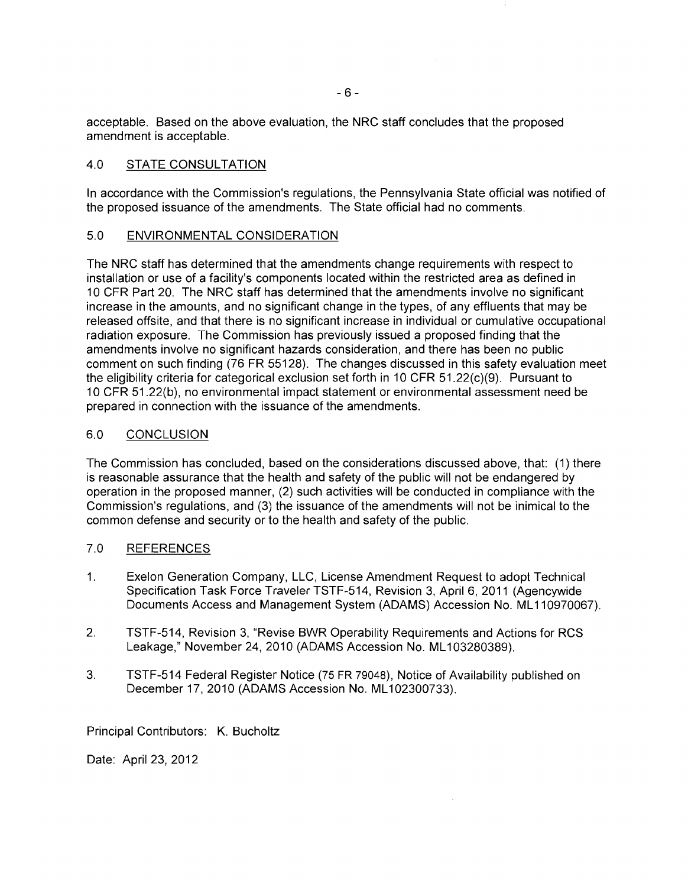acceptable. Based on the above evaluation, the NRC staff concludes that the proposed amendment is acceptable.

## 4.0 STATE CONSULTATION

In accordance with the Commission's regulations, the Pennsylvania State official was notified of the proposed issuance of the amendments. The State official had no comments.

## 5.0 ENVIRONMENTAL CONSIDERATION

The NRC staff has determined that the amendments change requirements with respect to installation or use of a facility's components located within the restricted area as defined in 10 CFR Part 20. The NRC staff has determined that the amendments involve no significant increase in the amounts, and no significant change in the types, of any effluents that may be released offsite, and that there is no significant increase in individual or cumulative occupational radiation exposure. The Commission has previously issued a proposed finding that the amendments involve no significant hazards consideration, and there has been no public comment on such finding (76 FR 55128). The changes discussed in this safety evaluation meet the eligibility criteria for categorical exclusion set forth in 10 CFR 51.22(c)(9). Pursuant to 10 CFR 51.22(b), no environmental impact statement or environmental assessment need be prepared in connection with the issuance of the amendments.

## 6.0 CONCLUSION

The Commission has concluded, based on the considerations discussed above, that: (1) there is reasonable assurance that the health and safety of the public will not be endangered by operation in the proposed manner, (2) such activities will be conducted in compliance with the Commission's regulations, and (3) the issuance of the amendments will not be inimical to the common defense and security or to the health and safety of the public.

## 7.0 REFERENCES

1. Exelon Generation Company, LLC, License Amendment Request to adopt Technical Specification Task Force Traveler TSTF-514, Revision 3, April 6, 2011 (Agencywide Documents Access and Management System (ADAMS) Accession No. ML110970067).

2. TSTF-514, Revision 3, "Revise BWR Operability Requirements and Actions for RCS Leakage," November 24, 2010 (ADAMS Accession No. ML103280389).

3. TSTF-514 Federal Register Notice (75 FR 79048), Notice of Availability published on December 17, 2010 (ADAMS Accession No. ML102300733).

Principal Contributors: K. Bucholtz

Date: April 23, 2012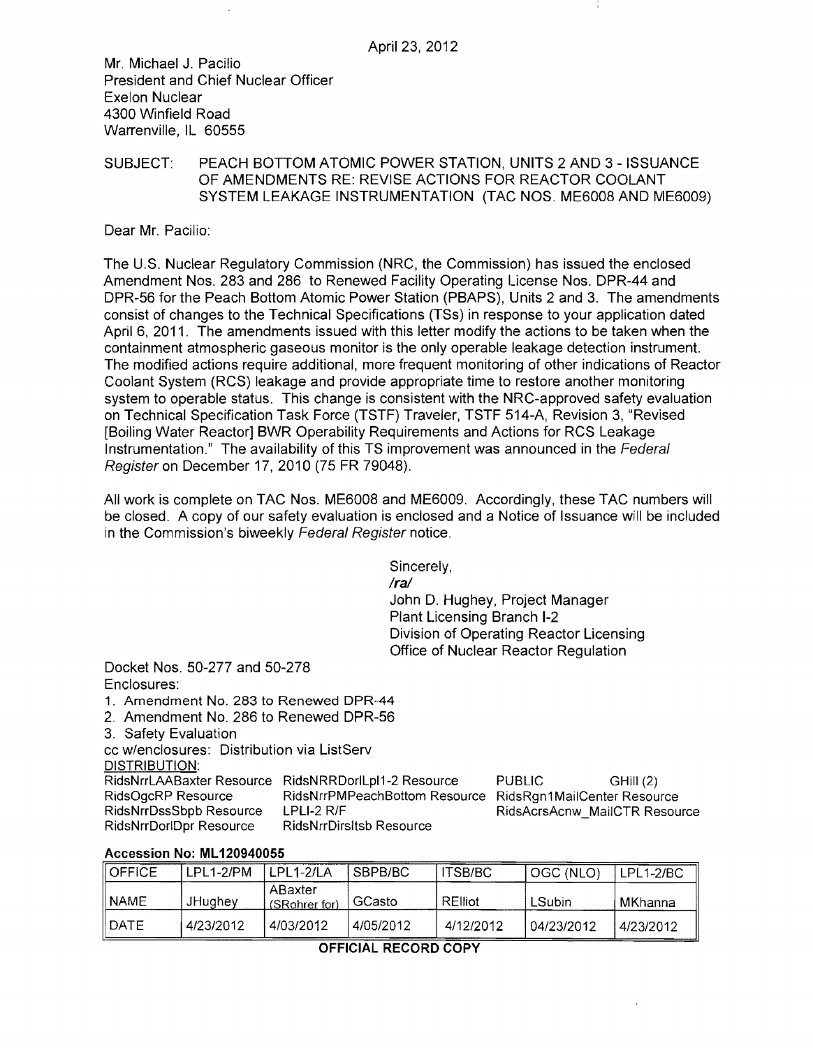April 23, 2012

Mr. Michael J. Pacilio
President and Chief Nuclear Officer
Exelon Nuclear
4300 Winfield Road
Warrenville, IL 60555

SUBJECT: PEACH BOTTOM ATOMIC POWER STATION, UNITS 2 AND 3 - ISSUANCE OF AMENDMENTS RE: REVISE ACTIONS FOR REACTOR COOLANT SYSTEM LEAKAGE INSTRUMENTATION (TAC NOS. ME6008 AND ME6009)

Dear Mr. Pacilio:

The U.S. Nuclear Regulatory Commission (NRC, the Commission) has issued the enclosed Amendment Nos. 283 and 286 to Renewed Facility Operating License Nos. DPR-44 and DPR-56 for the Peach Bottom Atomic Power Station (PBAPS), Units 2 and 3. The amendments consist of changes to the Technical Specifications (TSs) in response to your application dated April 6, 2011. The amendments issued with this letter modify the actions to be taken when the containment atmospheric gaseous monitor is the only operable leakage detection instrument. The modified actions require additional, more frequent monitoring of other indications of Reactor Coolant System (RCS) leakage and provide appropriate time to restore another monitoring system to operable status. This change is consistent with the NRC-approved safety evaluation on Technical Specification Task Force (TSTF) Traveler, TSTF 514-A, Revision 3, "Revised [Boiling Water Reactor] BWR Operability Requirements and Actions for RCS Leakage Instrumentation." The availability of this TS improvement was announced in the *Federal Register* on December 17, 2010 (75 FR 79048).

All work is complete on TAC Nos. ME6008 and ME6009. Accordingly, these TAC numbers will be closed. A copy of our safety evaluation is enclosed and a Notice of Issuance will be included in the Commission's biweekly *Federal Register* notice.

Sincerely,
*/ra/*
John D. Hughey, Project Manager
Plant Licensing Branch I-2
Division of Operating Reactor Licensing
Office of Nuclear Reactor Regulation

Docket Nos. 50-277 and 50-278

Enclosures:

1. Amendment No. 283 to Renewed DPR-44
2. Amendment No. 286 to Renewed DPR-56
3. Safety Evaluation

cc w/enclosures: Distribution via ListServ

DISTRIBUTION:

RidsNrrLAABaxter Resource
RidsOgcRP Resource
RidsNrrDssSbpb Resource
RidsNrrDorlDpr Resource
RidsNRRDorlLpl1-2 Resource
RidsNrrPMPeachBottom Resource
LPLI-2 R/F
RidsNrrDirsItsb Resource
PUBLIC
GHill (2)
RidsRgn1MailCenter Resource
RidsAcrsAcnw_MailCTR Resource

**Accession No: ML120940055**

| OFFICE | LPL1-2/PM | LPL1-2/LA | SBPB/BC | ITSB/BC | OGC (NLO) | LPL1-2/BC |
|---|---|---|---|---|---|---|
| NAME | JHughey | ABaxter (SRohrer for) | GCasto | RElliot | LSubin | MKhanna |
| DATE | 4/23/2012 | 4/03/2012 | 4/05/2012 | 4/12/2012 | 04/23/2012 | 4/23/2012 |

**OFFICIAL RECORD COPY**